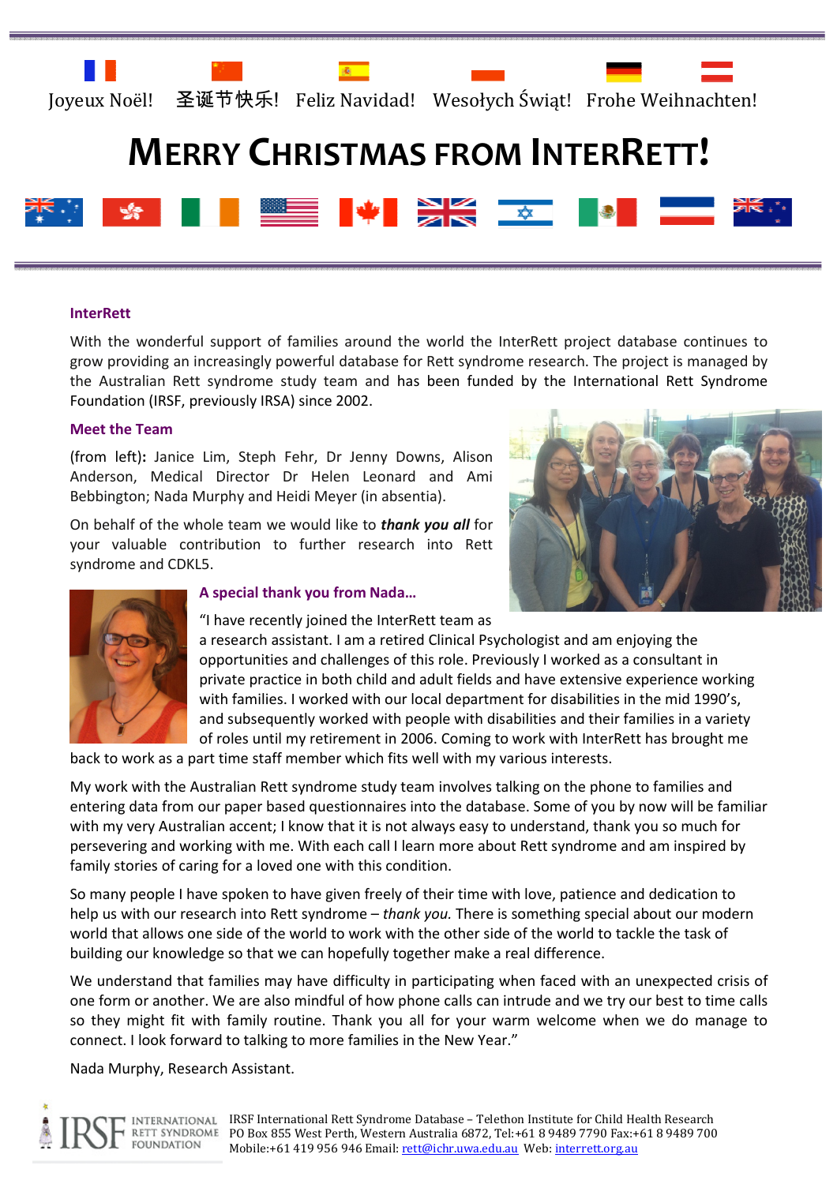Joyeux Noël! 圣诞节快乐! Feliz Navidad! Wesołych Świąt! Frohe Weihnachten!

# MERRY CHRISTMAS FROM INTERRETT!

### InterRett

With the wonderful support of families around the world the InterRett project database continues to grow providing an increasingly powerful database for Rett syndrome research. The project is managed by the Australian Rett syndrome study team and has been funded by the International Rett Syndrome Foundation (IRSF, previously IRSA) since 2002.

### Meet the Team

(from left)**:** Janice Lim, Steph Fehr, Dr Jenny Downs, Alison Anderson, Medical Director Dr Helen Leonard and Ami Bebbington; Nada Murphy and Heidi Meyer (in absentia).

On behalf of the whole team we would like to ***thank you all*** for your valuable contribution to further research into Rett syndrome and CDKL5.

### A special thank you from Nada…

"I have recently joined the InterRett team as a research assistant. I am a retired Clinical Psychologist and am enjoying the opportunities and challenges of this role. Previously I worked as a consultant in private practice in both child and adult fields and have extensive experience working with families. I worked with our local department for disabilities in the mid 1990's, and subsequently worked with people with disabilities and their families in a variety of roles until my retirement in 2006. Coming to work with InterRett has brought me back to work as a part time staff member which fits well with my various interests.

My work with the Australian Rett syndrome study team involves talking on the phone to families and entering data from our paper based questionnaires into the database. Some of you by now will be familiar with my very Australian accent; I know that it is not always easy to understand, thank you so much for persevering and working with me. With each call I learn more about Rett syndrome and am inspired by family stories of caring for a loved one with this condition.

So many people I have spoken to have given freely of their time with love, patience and dedication to help us with our research into Rett syndrome – *thank you.* There is something special about our modern world that allows one side of the world to work with the other side of the world to tackle the task of building our knowledge so that we can hopefully together make a real difference.

We understand that families may have difficulty in participating when faced with an unexpected crisis of one form or another. We are also mindful of how phone calls can intrude and we try our best to time calls so they might fit with family routine. Thank you all for your warm welcome when we do manage to connect. I look forward to talking to more families in the New Year."

Nada Murphy, Research Assistant.

IRSF International Rett Syndrome Foundation

IRSF International Rett Syndrome Database – Telethon Institute for Child Health Research
PO Box 855 West Perth, Western Australia 6872, Tel:+61 8 9489 7790 Fax:+61 8 9489 700
Mobile:+61 419 956 946 Email: rett@ichr.uwa.edu.au Web: interrett.org.au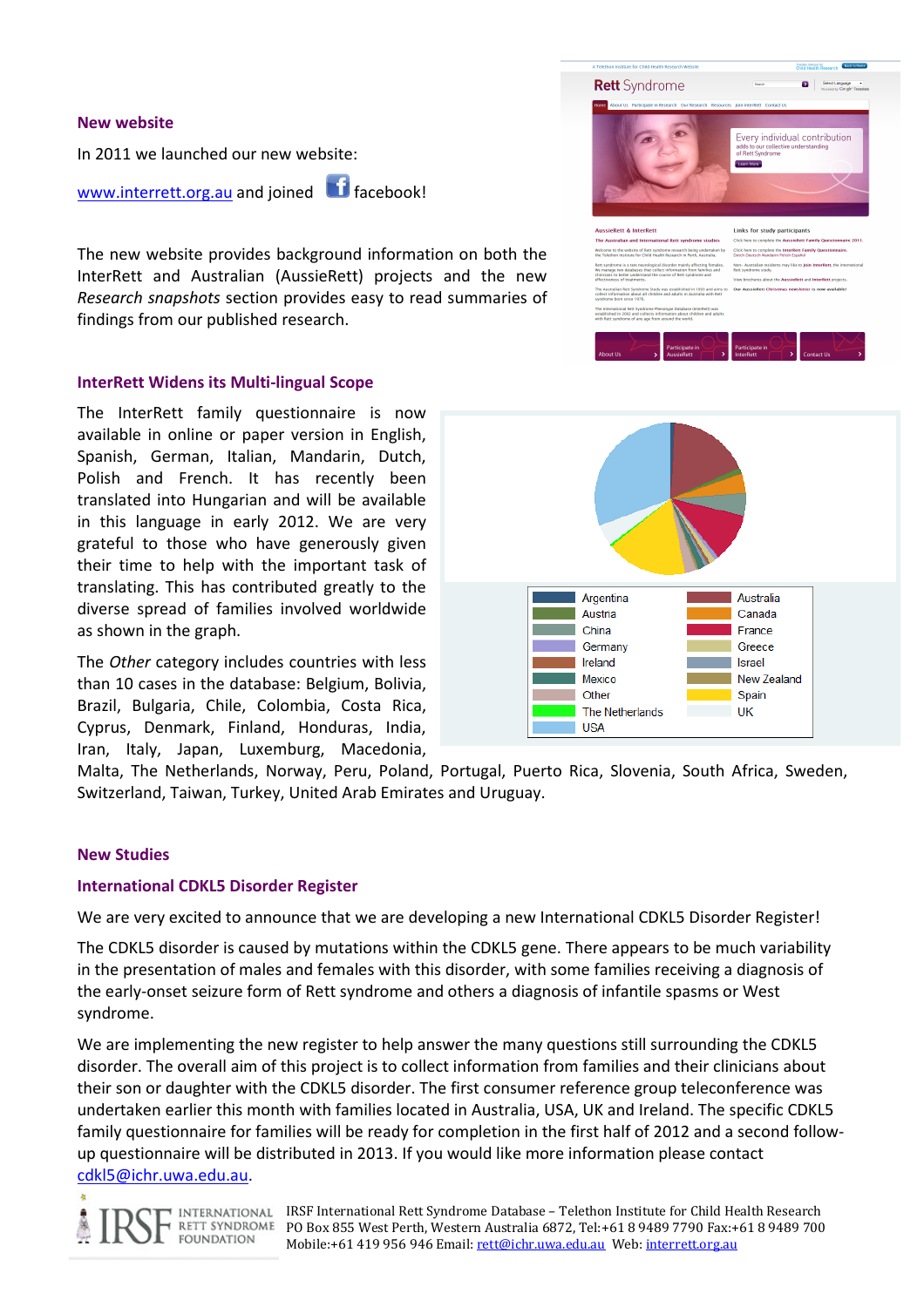## New website

In 2011 we launched our new website:

www.interrett.org.au and joined facebook!

The new website provides background information on both the InterRett and Australian (AussieRett) projects and the new *Research snapshots* section provides easy to read summaries of findings from our published research.

## InterRett Widens its Multi-lingual Scope

The InterRett family questionnaire is now available in online or paper version in English, Spanish, German, Italian, Mandarin, Dutch, Polish and French. It has recently been translated into Hungarian and will be available in this language in early 2012. We are very grateful to those who have generously given their time to help with the important task of translating. This has contributed greatly to the diverse spread of families involved worldwide as shown in the graph.

| | |
|---|---|
| Argentina | Australia |
| Austria | Canada |
| China | France |
| Germany | Greece |
| Ireland | Israel |
| Mexico | New Zealand |
| Other | Spain |
| The Netherlands | UK |
| USA | |

The *Other* category includes countries with less than 10 cases in the database: Belgium, Bolivia, Brazil, Bulgaria, Chile, Colombia, Costa Rica, Cyprus, Denmark, Finland, Honduras, India, Iran, Italy, Japan, Luxemburg, Macedonia, Malta, The Netherlands, Norway, Peru, Poland, Portugal, Puerto Rica, Slovenia, South Africa, Sweden, Switzerland, Taiwan, Turkey, United Arab Emirates and Uruguay.

## New Studies

### International CDKL5 Disorder Register

We are very excited to announce that we are developing a new International CDKL5 Disorder Register!

The CDKL5 disorder is caused by mutations within the CDKL5 gene. There appears to be much variability in the presentation of males and females with this disorder, with some families receiving a diagnosis of the early-onset seizure form of Rett syndrome and others a diagnosis of infantile spasms or West syndrome.

We are implementing the new register to help answer the many questions still surrounding the CDKL5 disorder. The overall aim of this project is to collect information from families and their clinicians about their son or daughter with the CDKL5 disorder. The first consumer reference group teleconference was undertaken earlier this month with families located in Australia, USA, UK and Ireland. The specific CDKL5 family questionnaire for families will be ready for completion in the first half of 2012 and a second follow-up questionnaire will be distributed in 2013. If you would like more information please contact cdkl5@ichr.uwa.edu.au.

IRSF International Rett Syndrome Foundation

IRSF International Rett Syndrome Database – Telethon Institute for Child Health Research
PO Box 855 West Perth, Western Australia 6872, Tel:+61 8 9489 7790 Fax:+61 8 9489 700
Mobile:+61 419 956 946 Email: rett@ichr.uwa.edu.au Web: interrett.org.au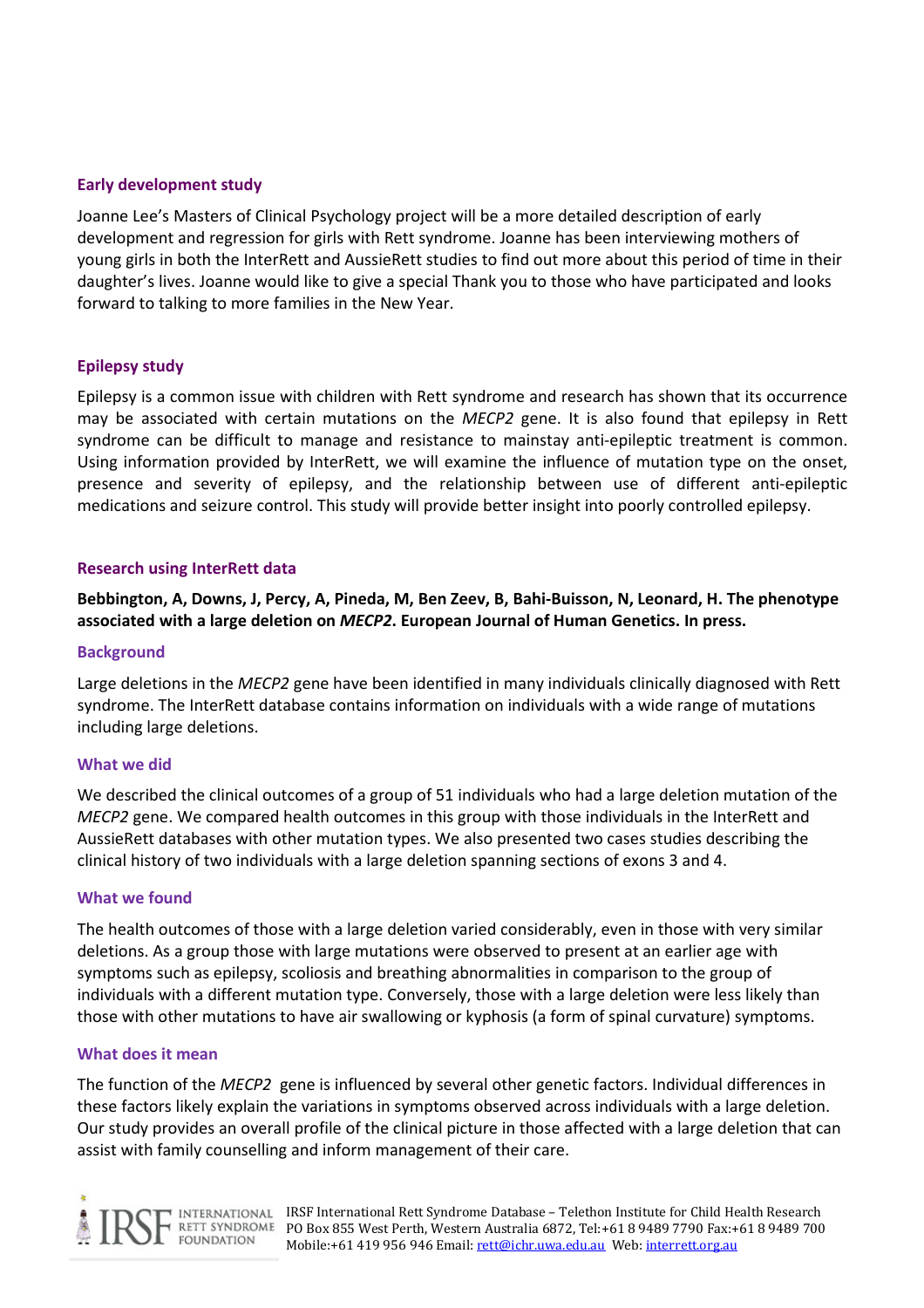## Early development study

Joanne Lee's Masters of Clinical Psychology project will be a more detailed description of early development and regression for girls with Rett syndrome. Joanne has been interviewing mothers of young girls in both the InterRett and AussieRett studies to find out more about this period of time in their daughter's lives. Joanne would like to give a special Thank you to those who have participated and looks forward to talking to more families in the New Year.

## Epilepsy study

Epilepsy is a common issue with children with Rett syndrome and research has shown that its occurrence may be associated with certain mutations on the *MECP2* gene. It is also found that epilepsy in Rett syndrome can be difficult to manage and resistance to mainstay anti-epileptic treatment is common. Using information provided by InterRett, we will examine the influence of mutation type on the onset, presence and severity of epilepsy, and the relationship between use of different anti-epileptic medications and seizure control. This study will provide better insight into poorly controlled epilepsy.

## Research using InterRett data

**Bebbington, A, Downs, J, Percy, A, Pineda, M, Ben Zeev, B, Bahi-Buisson, N, Leonard, H. The phenotype associated with a large deletion on *MECP2*. European Journal of Human Genetics. In press.**

### Background

Large deletions in the *MECP2* gene have been identified in many individuals clinically diagnosed with Rett syndrome. The InterRett database contains information on individuals with a wide range of mutations including large deletions.

### What we did

We described the clinical outcomes of a group of 51 individuals who had a large deletion mutation of the *MECP2* gene. We compared health outcomes in this group with those individuals in the InterRett and AussieRett databases with other mutation types. We also presented two cases studies describing the clinical history of two individuals with a large deletion spanning sections of exons 3 and 4.

### What we found

The health outcomes of those with a large deletion varied considerably, even in those with very similar deletions. As a group those with large mutations were observed to present at an earlier age with symptoms such as epilepsy, scoliosis and breathing abnormalities in comparison to the group of individuals with a different mutation type. Conversely, those with a large deletion were less likely than those with other mutations to have air swallowing or kyphosis (a form of spinal curvature) symptoms.

### What does it mean

The function of the *MECP2* gene is influenced by several other genetic factors. Individual differences in these factors likely explain the variations in symptoms observed across individuals with a large deletion. Our study provides an overall profile of the clinical picture in those affected with a large deletion that can assist with family counselling and inform management of their care.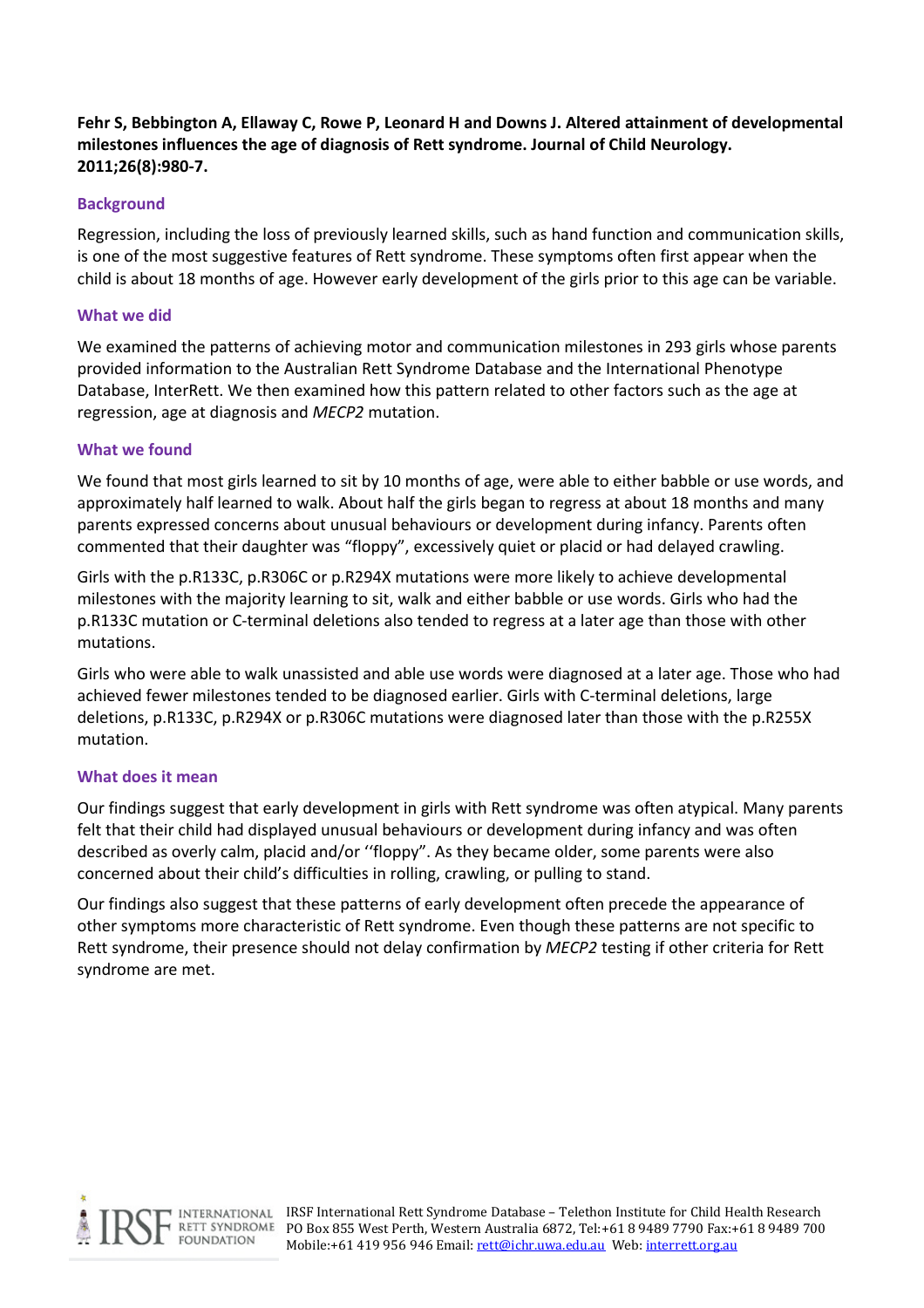**Fehr S, Bebbington A, Ellaway C, Rowe P, Leonard H and Downs J. Altered attainment of developmental milestones influences the age of diagnosis of Rett syndrome. Journal of Child Neurology. 2011;26(8):980-7.**

### Background

Regression, including the loss of previously learned skills, such as hand function and communication skills, is one of the most suggestive features of Rett syndrome. These symptoms often first appear when the child is about 18 months of age. However early development of the girls prior to this age can be variable.

### What we did

We examined the patterns of achieving motor and communication milestones in 293 girls whose parents provided information to the Australian Rett Syndrome Database and the International Phenotype Database, InterRett. We then examined how this pattern related to other factors such as the age at regression, age at diagnosis and *MECP2* mutation.

### What we found

We found that most girls learned to sit by 10 months of age, were able to either babble or use words, and approximately half learned to walk. About half the girls began to regress at about 18 months and many parents expressed concerns about unusual behaviours or development during infancy. Parents often commented that their daughter was "floppy", excessively quiet or placid or had delayed crawling.

Girls with the p.R133C, p.R306C or p.R294X mutations were more likely to achieve developmental milestones with the majority learning to sit, walk and either babble or use words. Girls who had the p.R133C mutation or C-terminal deletions also tended to regress at a later age than those with other mutations.

Girls who were able to walk unassisted and able use words were diagnosed at a later age. Those who had achieved fewer milestones tended to be diagnosed earlier. Girls with C-terminal deletions, large deletions, p.R133C, p.R294X or p.R306C mutations were diagnosed later than those with the p.R255X mutation.

### What does it mean

Our findings suggest that early development in girls with Rett syndrome was often atypical. Many parents felt that their child had displayed unusual behaviours or development during infancy and was often described as overly calm, placid and/or ''floppy". As they became older, some parents were also concerned about their child's difficulties in rolling, crawling, or pulling to stand.

Our findings also suggest that these patterns of early development often precede the appearance of other symptoms more characteristic of Rett syndrome. Even though these patterns are not specific to Rett syndrome, their presence should not delay confirmation by *MECP2* testing if other criteria for Rett syndrome are met.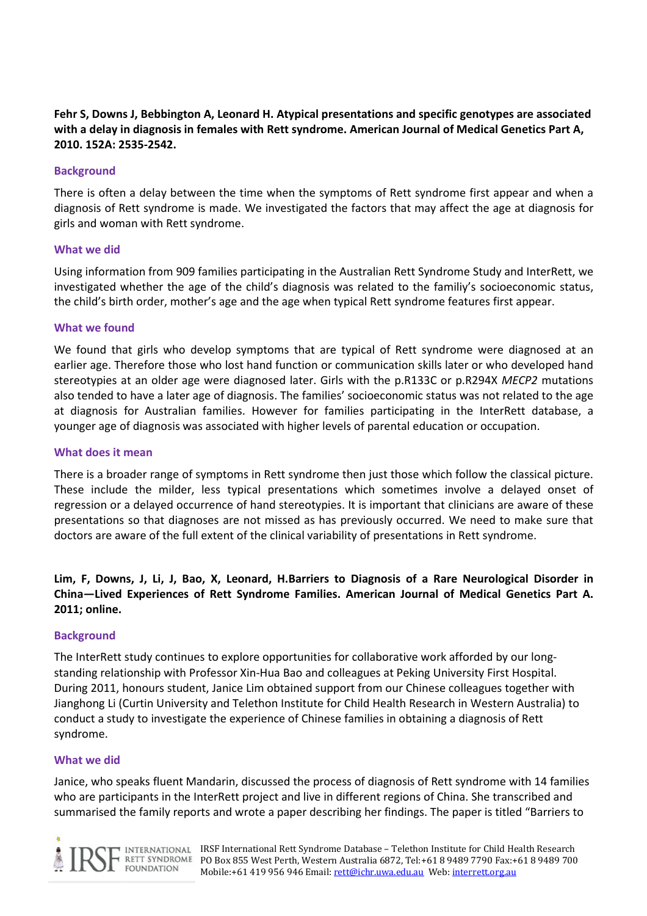**Fehr S, Downs J, Bebbington A, Leonard H. Atypical presentations and specific genotypes are associated with a delay in diagnosis in females with Rett syndrome. American Journal of Medical Genetics Part A, 2010. 152A: 2535-2542.**

### Background

There is often a delay between the time when the symptoms of Rett syndrome first appear and when a diagnosis of Rett syndrome is made. We investigated the factors that may affect the age at diagnosis for girls and woman with Rett syndrome.

### What we did

Using information from 909 families participating in the Australian Rett Syndrome Study and InterRett, we investigated whether the age of the child's diagnosis was related to the familiy's socioeconomic status, the child's birth order, mother's age and the age when typical Rett syndrome features first appear.

### What we found

We found that girls who develop symptoms that are typical of Rett syndrome were diagnosed at an earlier age. Therefore those who lost hand function or communication skills later or who developed hand stereotypies at an older age were diagnosed later. Girls with the p.R133C or p.R294X *MECP2* mutations also tended to have a later age of diagnosis. The families' socioeconomic status was not related to the age at diagnosis for Australian families. However for families participating in the InterRett database, a younger age of diagnosis was associated with higher levels of parental education or occupation.

### What does it mean

There is a broader range of symptoms in Rett syndrome then just those which follow the classical picture. These include the milder, less typical presentations which sometimes involve a delayed onset of regression or a delayed occurrence of hand stereotypies. It is important that clinicians are aware of these presentations so that diagnoses are not missed as has previously occurred. We need to make sure that doctors are aware of the full extent of the clinical variability of presentations in Rett syndrome.

**Lim, F, Downs, J, Li, J, Bao, X, Leonard, H.Barriers to Diagnosis of a Rare Neurological Disorder in China—Lived Experiences of Rett Syndrome Families. American Journal of Medical Genetics Part A. 2011; online.**

### Background

The InterRett study continues to explore opportunities for collaborative work afforded by our long-standing relationship with Professor Xin-Hua Bao and colleagues at Peking University First Hospital. During 2011, honours student, Janice Lim obtained support from our Chinese colleagues together with Jianghong Li (Curtin University and Telethon Institute for Child Health Research in Western Australia) to conduct a study to investigate the experience of Chinese families in obtaining a diagnosis of Rett syndrome.

### What we did

Janice, who speaks fluent Mandarin, discussed the process of diagnosis of Rett syndrome with 14 families who are participants in the InterRett project and live in different regions of China. She transcribed and summarised the family reports and wrote a paper describing her findings. The paper is titled "Barriers to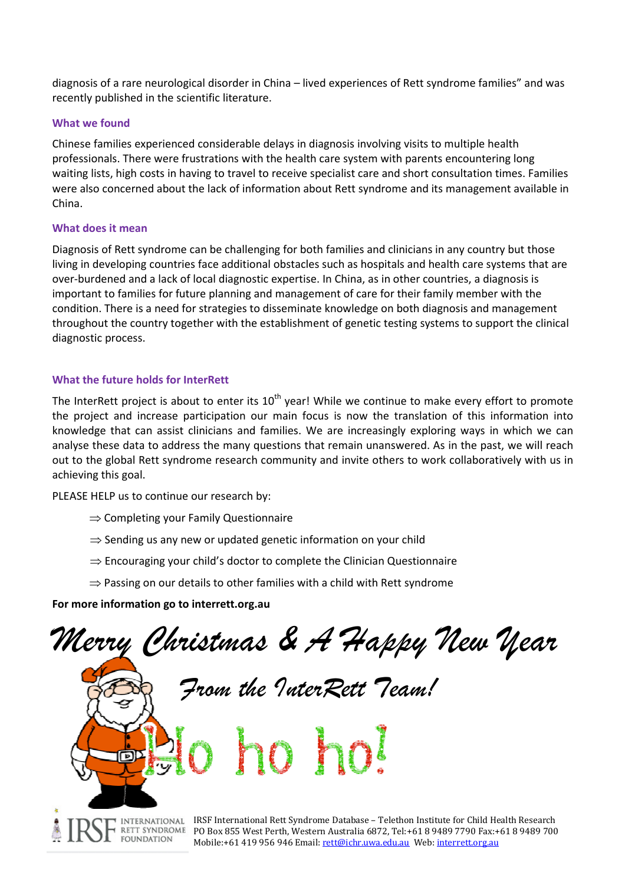diagnosis of a rare neurological disorder in China – lived experiences of Rett syndrome families" and was recently published in the scientific literature.

### What we found

Chinese families experienced considerable delays in diagnosis involving visits to multiple health professionals. There were frustrations with the health care system with parents encountering long waiting lists, high costs in having to travel to receive specialist care and short consultation times. Families were also concerned about the lack of information about Rett syndrome and its management available in China.

### What does it mean

Diagnosis of Rett syndrome can be challenging for both families and clinicians in any country but those living in developing countries face additional obstacles such as hospitals and health care systems that are over-burdened and a lack of local diagnostic expertise. In China, as in other countries, a diagnosis is important to families for future planning and management of care for their family member with the condition. There is a need for strategies to disseminate knowledge on both diagnosis and management throughout the country together with the establishment of genetic testing systems to support the clinical diagnostic process.

### What the future holds for InterRett

The InterRett project is about to enter its 10th year! While we continue to make every effort to promote the project and increase participation our main focus is now the translation of this information into knowledge that can assist clinicians and families. We are increasingly exploring ways in which we can analyse these data to address the many questions that remain unanswered. As in the past, we will reach out to the global Rett syndrome research community and invite others to work collaboratively with us in achieving this goal.

PLEASE HELP us to continue our research by:

- ⇒ Completing your Family Questionnaire
- ⇒ Sending us any new or updated genetic information on your child
- ⇒ Encouraging your child's doctor to complete the Clinician Questionnaire
- ⇒ Passing on our details to other families with a child with Rett syndrome

**For more information go to interrett.org.au**

*Merry Christmas & A Happy New Year*

*From the InterRett Team!*

Ho ho ho!

IRSF INTERNATIONAL RETT SYNDROME FOUNDATION

IRSF International Rett Syndrome Database – Telethon Institute for Child Health Research
PO Box 855 West Perth, Western Australia 6872, Tel:+61 8 9489 7790 Fax:+61 8 9489 700
Mobile:+61 419 956 946 Email: rett@ichr.uwa.edu.au Web: interrett.org.au